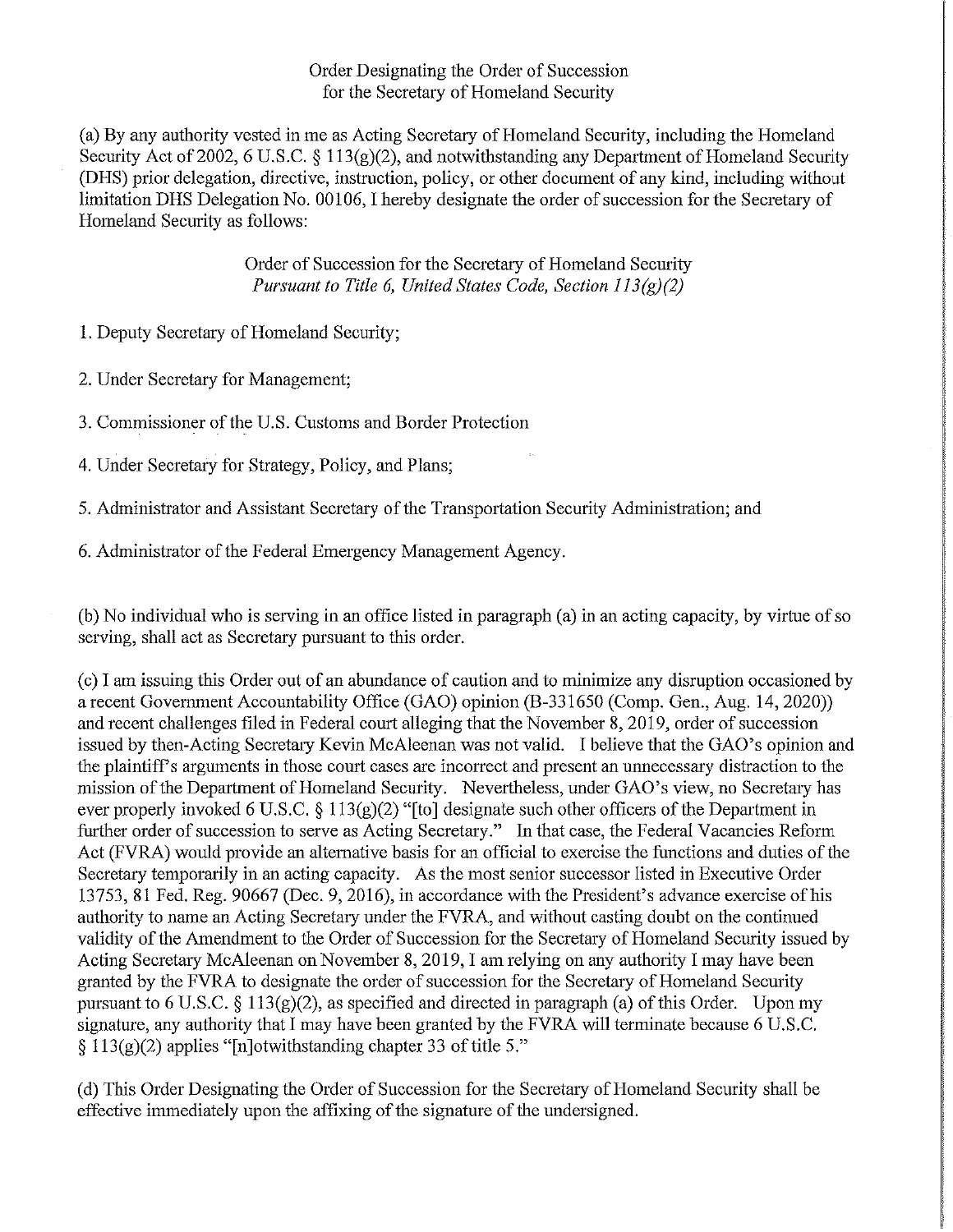Order Designating the Order of Succession
for the Secretary of Homeland Security

(a) By any authority vested in me as Acting Secretary of Homeland Security, including the Homeland Security Act of 2002, 6 U.S.C. § 113(g)(2), and notwithstanding any Department of Homeland Security (DHS) prior delegation, directive, instruction, policy, or other document of any kind, including without limitation DHS Delegation No. 00106, I hereby designate the order of succession for the Secretary of Homeland Security as follows:

Order of Succession for the Secretary of Homeland Security
*Pursuant to Title 6, United States Code, Section 113(g)(2)*

1. Deputy Secretary of Homeland Security;

2. Under Secretary for Management;

3. Commissioner of the U.S. Customs and Border Protection

4. Under Secretary for Strategy, Policy, and Plans;

5. Administrator and Assistant Secretary of the Transportation Security Administration; and

6. Administrator of the Federal Emergency Management Agency.

(b) No individual who is serving in an office listed in paragraph (a) in an acting capacity, by virtue of so serving, shall act as Secretary pursuant to this order.

(c) I am issuing this Order out of an abundance of caution and to minimize any disruption occasioned by a recent Government Accountability Office (GAO) opinion (B-331650 (Comp. Gen., Aug. 14, 2020)) and recent challenges filed in Federal court alleging that the November 8, 2019, order of succession issued by then-Acting Secretary Kevin McAleenan was not valid. I believe that the GAO's opinion and the plaintiff's arguments in those court cases are incorrect and present an unnecessary distraction to the mission of the Department of Homeland Security. Nevertheless, under GAO's view, no Secretary has ever properly invoked 6 U.S.C. § 113(g)(2) "[to] designate such other officers of the Department in further order of succession to serve as Acting Secretary." In that case, the Federal Vacancies Reform Act (FVRA) would provide an alternative basis for an official to exercise the functions and duties of the Secretary temporarily in an acting capacity. As the most senior successor listed in Executive Order 13753, 81 Fed. Reg. 90667 (Dec. 9, 2016), in accordance with the President's advance exercise of his authority to name an Acting Secretary under the FVRA, and without casting doubt on the continued validity of the Amendment to the Order of Succession for the Secretary of Homeland Security issued by Acting Secretary McAleenan on November 8, 2019, I am relying on any authority I may have been granted by the FVRA to designate the order of succession for the Secretary of Homeland Security pursuant to 6 U.S.C. § 113(g)(2), as specified and directed in paragraph (a) of this Order. Upon my signature, any authority that I may have been granted by the FVRA will terminate because 6 U.S.C. § 113(g)(2) applies "[n]otwithstanding chapter 33 of title 5."

(d) This Order Designating the Order of Succession for the Secretary of Homeland Security shall be effective immediately upon the affixing of the signature of the undersigned.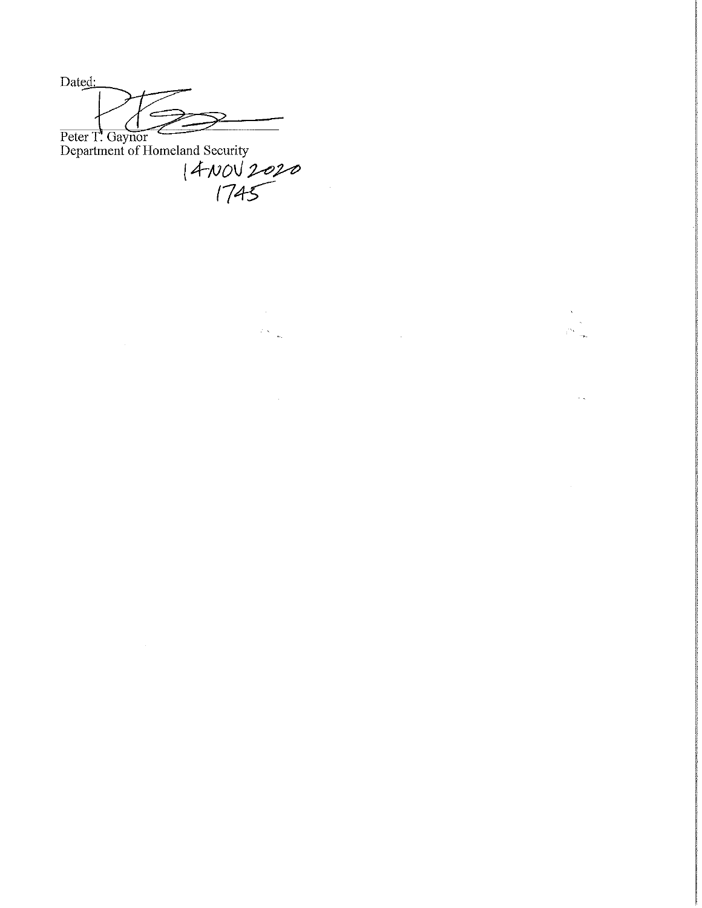Dated:

Peter T. Gaynor
Department of Homeland Security

14NOV2020
1745